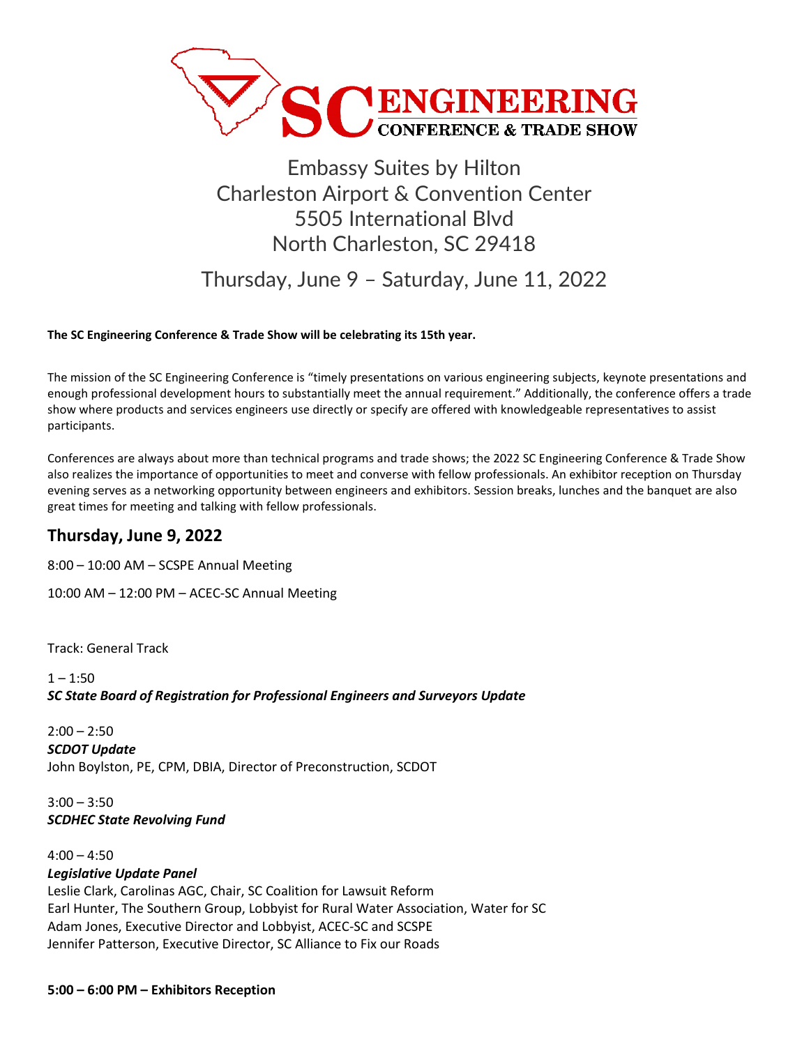# SC ENGINEERING CONFERENCE & TRADE SHOW

Embassy Suites by Hilton
Charleston Airport & Convention Center
5505 International Blvd
North Charleston, SC 29418

Thursday, June 9 – Saturday, June 11, 2022

**The SC Engineering Conference & Trade Show will be celebrating its 15th year.**

The mission of the SC Engineering Conference is "timely presentations on various engineering subjects, keynote presentations and enough professional development hours to substantially meet the annual requirement." Additionally, the conference offers a trade show where products and services engineers use directly or specify are offered with knowledgeable representatives to assist participants.

Conferences are always about more than technical programs and trade shows; the 2022 SC Engineering Conference & Trade Show also realizes the importance of opportunities to meet and converse with fellow professionals. An exhibitor reception on Thursday evening serves as a networking opportunity between engineers and exhibitors. Session breaks, lunches and the banquet are also great times for meeting and talking with fellow professionals.

## Thursday, June 9, 2022

8:00 – 10:00 AM – SCSPE Annual Meeting

10:00 AM – 12:00 PM – ACEC-SC Annual Meeting

Track: General Track

1 – 1:50
***SC State Board of Registration for Professional Engineers and Surveyors Update***

2:00 – 2:50
***SCDOT Update***
John Boylston, PE, CPM, DBIA, Director of Preconstruction, SCDOT

3:00 – 3:50
***SCDHEC State Revolving Fund***

4:00 – 4:50
***Legislative Update Panel***
Leslie Clark, Carolinas AGC, Chair, SC Coalition for Lawsuit Reform
Earl Hunter, The Southern Group, Lobbyist for Rural Water Association, Water for SC
Adam Jones, Executive Director and Lobbyist, ACEC-SC and SCSPE
Jennifer Patterson, Executive Director, SC Alliance to Fix our Roads

**5:00 – 6:00 PM – Exhibitors Reception**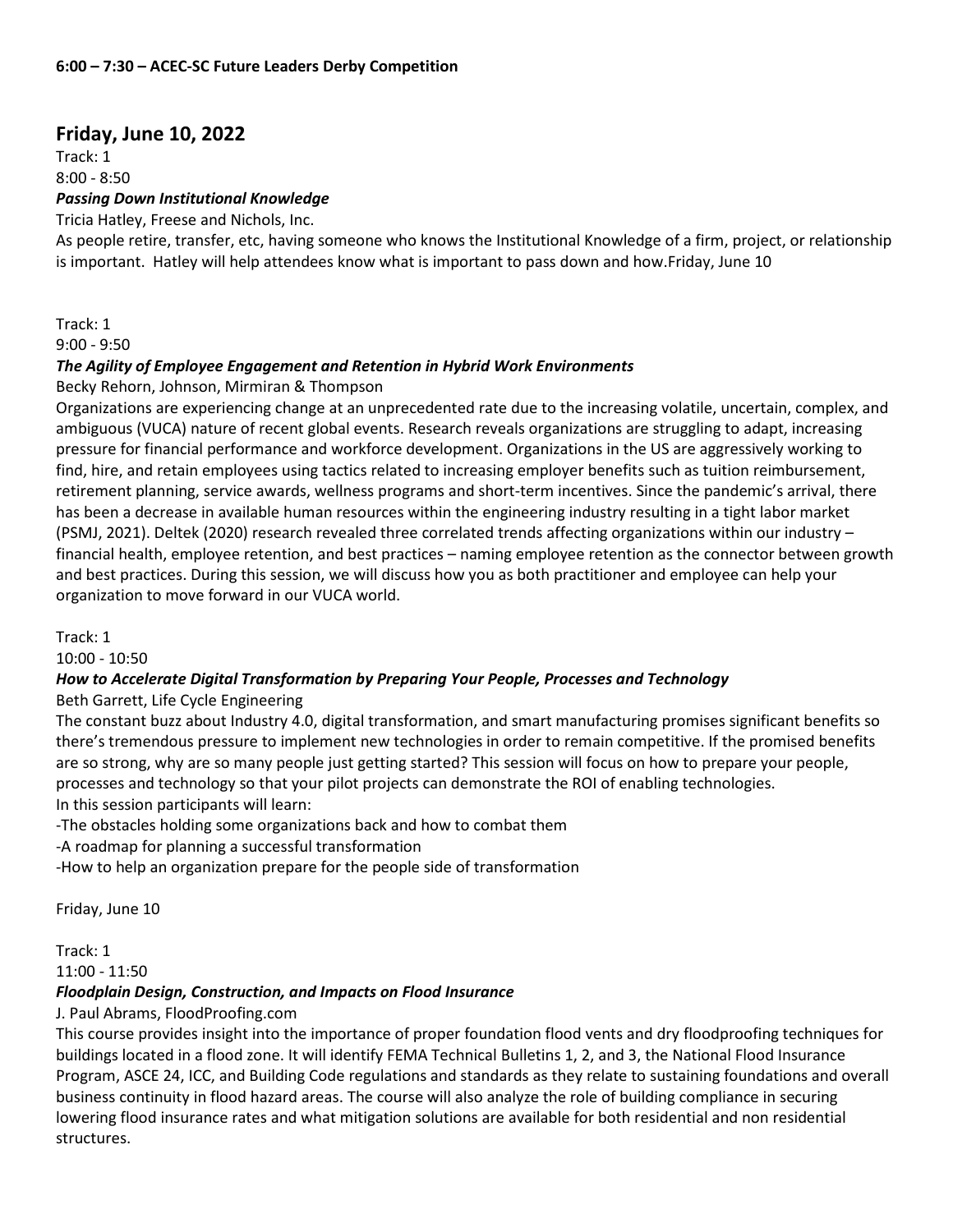**6:00 – 7:30 – ACEC-SC Future Leaders Derby Competition**

## Friday, June 10, 2022

Track: 1
8:00 - 8:50

***Passing Down Institutional Knowledge***

Tricia Hatley, Freese and Nichols, Inc.

As people retire, transfer, etc, having someone who knows the Institutional Knowledge of a firm, project, or relationship is important. Hatley will help attendees know what is important to pass down and how.Friday, June 10

Track: 1
9:00 - 9:50

***The Agility of Employee Engagement and Retention in Hybrid Work Environments***

Becky Rehorn, Johnson, Mirmiran & Thompson

Organizations are experiencing change at an unprecedented rate due to the increasing volatile, uncertain, complex, and ambiguous (VUCA) nature of recent global events. Research reveals organizations are struggling to adapt, increasing pressure for financial performance and workforce development. Organizations in the US are aggressively working to find, hire, and retain employees using tactics related to increasing employer benefits such as tuition reimbursement, retirement planning, service awards, wellness programs and short-term incentives. Since the pandemic's arrival, there has been a decrease in available human resources within the engineering industry resulting in a tight labor market (PSMJ, 2021). Deltek (2020) research revealed three correlated trends affecting organizations within our industry – financial health, employee retention, and best practices – naming employee retention as the connector between growth and best practices. During this session, we will discuss how you as both practitioner and employee can help your organization to move forward in our VUCA world.

Track: 1
10:00 - 10:50

***How to Accelerate Digital Transformation by Preparing Your People, Processes and Technology***

Beth Garrett, Life Cycle Engineering

The constant buzz about Industry 4.0, digital transformation, and smart manufacturing promises significant benefits so there's tremendous pressure to implement new technologies in order to remain competitive. If the promised benefits are so strong, why are so many people just getting started? This session will focus on how to prepare your people, processes and technology so that your pilot projects can demonstrate the ROI of enabling technologies.
In this session participants will learn:

-The obstacles holding some organizations back and how to combat them
-A roadmap for planning a successful transformation
-How to help an organization prepare for the people side of transformation

Friday, June 10

Track: 1
11:00 - 11:50

***Floodplain Design, Construction, and Impacts on Flood Insurance***

J. Paul Abrams, FloodProofing.com

This course provides insight into the importance of proper foundation flood vents and dry floodproofing techniques for buildings located in a flood zone. It will identify FEMA Technical Bulletins 1, 2, and 3, the National Flood Insurance Program, ASCE 24, ICC, and Building Code regulations and standards as they relate to sustaining foundations and overall business continuity in flood hazard areas. The course will also analyze the role of building compliance in securing lowering flood insurance rates and what mitigation solutions are available for both residential and non residential structures.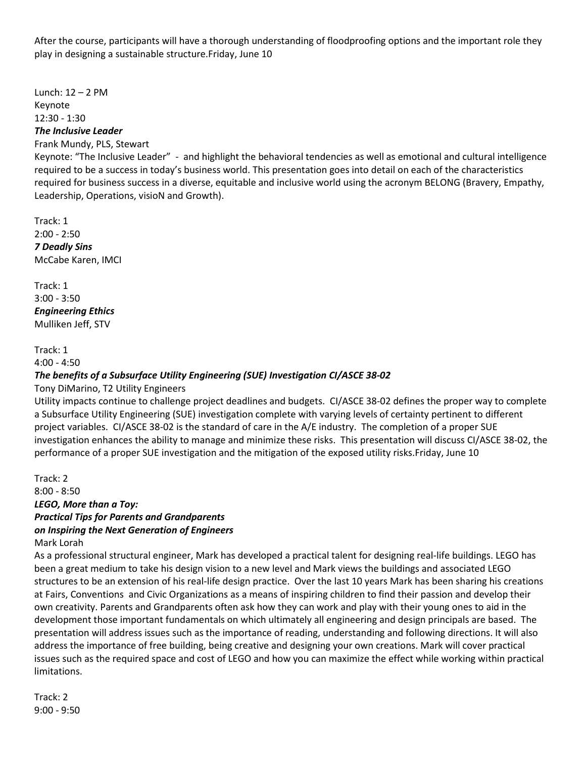After the course, participants will have a thorough understanding of floodproofing options and the important role they play in designing a sustainable structure.Friday, June 10

Lunch: 12 – 2 PM
Keynote
12:30 - 1:30
***The Inclusive Leader***
Frank Mundy, PLS, Stewart
Keynote: "The Inclusive Leader" - and highlight the behavioral tendencies as well as emotional and cultural intelligence required to be a success in today's business world. This presentation goes into detail on each of the characteristics required for business success in a diverse, equitable and inclusive world using the acronym BELONG (Bravery, Empathy, Leadership, Operations, visioN and Growth).

Track: 1
2:00 - 2:50
***7 Deadly Sins***
McCabe Karen, IMCI

Track: 1
3:00 - 3:50
***Engineering Ethics***
Mulliken Jeff, STV

Track: 1
4:00 - 4:50
***The benefits of a Subsurface Utility Engineering (SUE) Investigation CI/ASCE 38-02***
Tony DiMarino, T2 Utility Engineers
Utility impacts continue to challenge project deadlines and budgets. CI/ASCE 38-02 defines the proper way to complete a Subsurface Utility Engineering (SUE) investigation complete with varying levels of certainty pertinent to different project variables. CI/ASCE 38-02 is the standard of care in the A/E industry. The completion of a proper SUE investigation enhances the ability to manage and minimize these risks. This presentation will discuss CI/ASCE 38-02, the performance of a proper SUE investigation and the mitigation of the exposed utility risks.Friday, June 10

Track: 2
8:00 - 8:50
***LEGO, More than a Toy:***
***Practical Tips for Parents and Grandparents***
***on Inspiring the Next Generation of Engineers***
Mark Lorah
As a professional structural engineer, Mark has developed a practical talent for designing real-life buildings. LEGO has been a great medium to take his design vision to a new level and Mark views the buildings and associated LEGO structures to be an extension of his real-life design practice. Over the last 10 years Mark has been sharing his creations at Fairs, Conventions and Civic Organizations as a means of inspiring children to find their passion and develop their own creativity. Parents and Grandparents often ask how they can work and play with their young ones to aid in the development those important fundamentals on which ultimately all engineering and design principals are based. The presentation will address issues such as the importance of reading, understanding and following directions. It will also address the importance of free building, being creative and designing your own creations. Mark will cover practical issues such as the required space and cost of LEGO and how you can maximize the effect while working within practical limitations.

Track: 2
9:00 - 9:50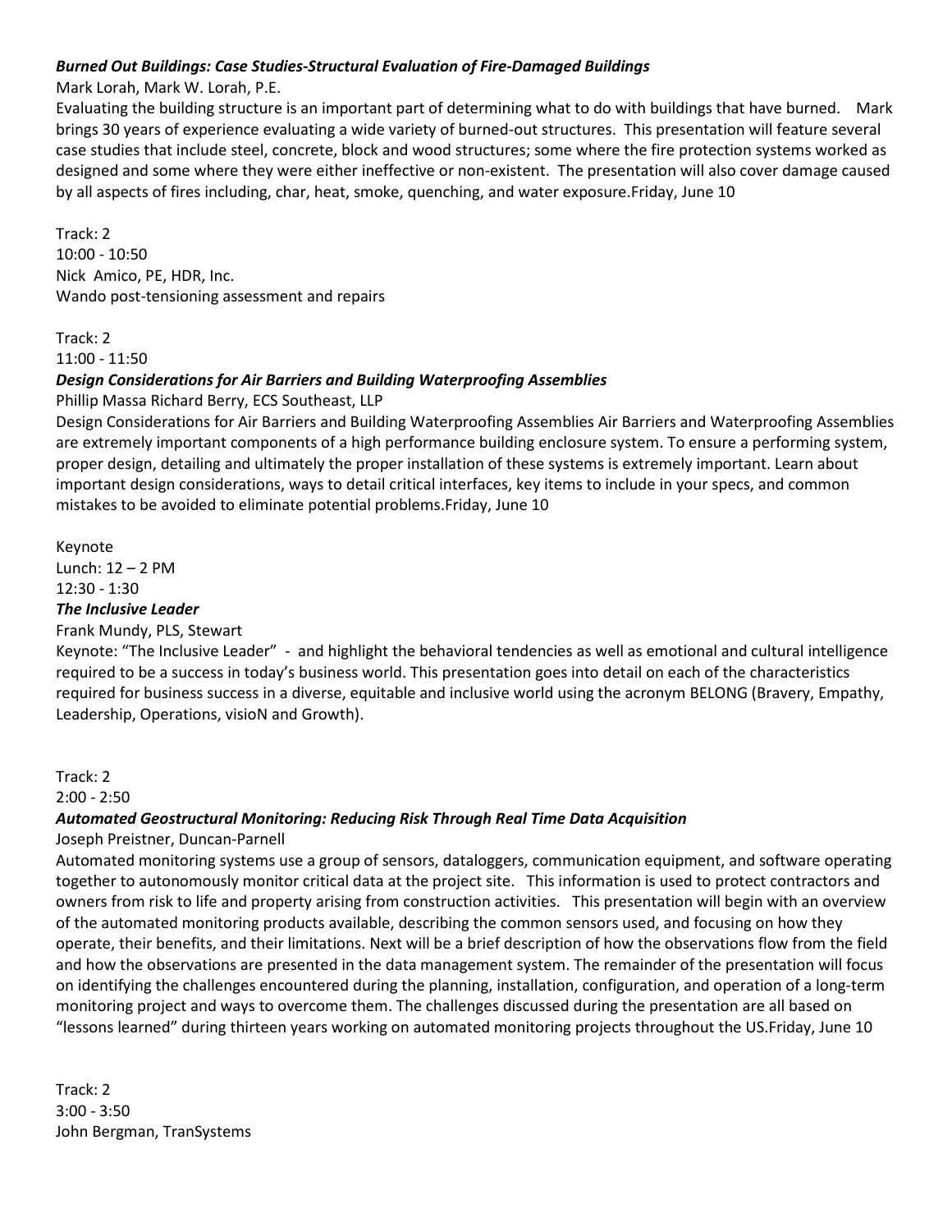***Burned Out Buildings: Case Studies-Structural Evaluation of Fire-Damaged Buildings***

Mark Lorah, Mark W. Lorah, P.E.

Evaluating the building structure is an important part of determining what to do with buildings that have burned. Mark brings 30 years of experience evaluating a wide variety of burned-out structures. This presentation will feature several case studies that include steel, concrete, block and wood structures; some where the fire protection systems worked as designed and some where they were either ineffective or non-existent. The presentation will also cover damage caused by all aspects of fires including, char, heat, smoke, quenching, and water exposure.Friday, June 10

Track: 2
10:00 - 10:50
Nick Amico, PE, HDR, Inc.
Wando post-tensioning assessment and repairs

Track: 2
11:00 - 11:50

***Design Considerations for Air Barriers and Building Waterproofing Assemblies***

Phillip Massa Richard Berry, ECS Southeast, LLP

Design Considerations for Air Barriers and Building Waterproofing Assemblies Air Barriers and Waterproofing Assemblies are extremely important components of a high performance building enclosure system. To ensure a performing system, proper design, detailing and ultimately the proper installation of these systems is extremely important. Learn about important design considerations, ways to detail critical interfaces, key items to include in your specs, and common mistakes to be avoided to eliminate potential problems.Friday, June 10

Keynote
Lunch: 12 – 2 PM
12:30 - 1:30

***The Inclusive Leader***

Frank Mundy, PLS, Stewart

Keynote: "The Inclusive Leader" - and highlight the behavioral tendencies as well as emotional and cultural intelligence required to be a success in today's business world. This presentation goes into detail on each of the characteristics required for business success in a diverse, equitable and inclusive world using the acronym BELONG (Bravery, Empathy, Leadership, Operations, visioN and Growth).

Track: 2
2:00 - 2:50

***Automated Geostructural Monitoring: Reducing Risk Through Real Time Data Acquisition***

Joseph Preistner, Duncan-Parnell

Automated monitoring systems use a group of sensors, dataloggers, communication equipment, and software operating together to autonomously monitor critical data at the project site. This information is used to protect contractors and owners from risk to life and property arising from construction activities. This presentation will begin with an overview of the automated monitoring products available, describing the common sensors used, and focusing on how they operate, their benefits, and their limitations. Next will be a brief description of how the observations flow from the field and how the observations are presented in the data management system. The remainder of the presentation will focus on identifying the challenges encountered during the planning, installation, configuration, and operation of a long-term monitoring project and ways to overcome them. The challenges discussed during the presentation are all based on "lessons learned" during thirteen years working on automated monitoring projects throughout the US.Friday, June 10

Track: 2
3:00 - 3:50
John Bergman, TranSystems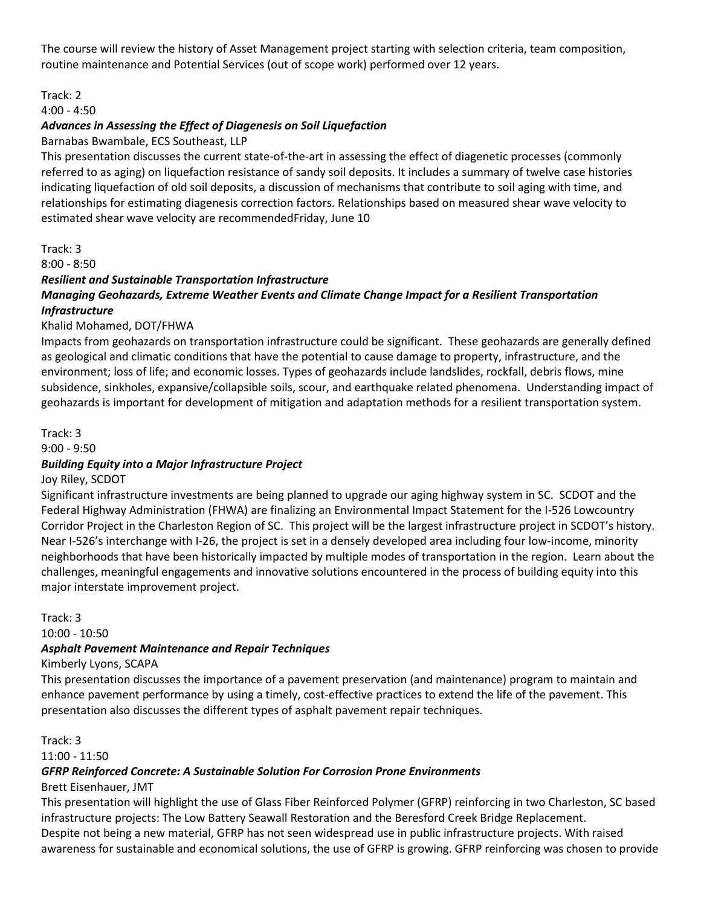The course will review the history of Asset Management project starting with selection criteria, team composition, routine maintenance and Potential Services (out of scope work) performed over 12 years.

Track: 2
4:00 - 4:50

***Advances in Assessing the Effect of Diagenesis on Soil Liquefaction***

Barnabas Bwambale, ECS Southeast, LLP

This presentation discusses the current state-of-the-art in assessing the effect of diagenetic processes (commonly referred to as aging) on liquefaction resistance of sandy soil deposits. It includes a summary of twelve case histories indicating liquefaction of old soil deposits, a discussion of mechanisms that contribute to soil aging with time, and relationships for estimating diagenesis correction factors. Relationships based on measured shear wave velocity to estimated shear wave velocity are recommendedFriday, June 10

Track: 3
8:00 - 8:50

***Resilient and Sustainable Transportation Infrastructure***

***Managing Geohazards, Extreme Weather Events and Climate Change Impact for a Resilient Transportation Infrastructure***

Khalid Mohamed, DOT/FHWA

Impacts from geohazards on transportation infrastructure could be significant. These geohazards are generally defined as geological and climatic conditions that have the potential to cause damage to property, infrastructure, and the environment; loss of life; and economic losses. Types of geohazards include landslides, rockfall, debris flows, mine subsidence, sinkholes, expansive/collapsible soils, scour, and earthquake related phenomena. Understanding impact of geohazards is important for development of mitigation and adaptation methods for a resilient transportation system.

Track: 3
9:00 - 9:50

***Building Equity into a Major Infrastructure Project***

Joy Riley, SCDOT

Significant infrastructure investments are being planned to upgrade our aging highway system in SC. SCDOT and the Federal Highway Administration (FHWA) are finalizing an Environmental Impact Statement for the I-526 Lowcountry Corridor Project in the Charleston Region of SC. This project will be the largest infrastructure project in SCDOT's history. Near I-526's interchange with I-26, the project is set in a densely developed area including four low-income, minority neighborhoods that have been historically impacted by multiple modes of transportation in the region. Learn about the challenges, meaningful engagements and innovative solutions encountered in the process of building equity into this major interstate improvement project.

Track: 3
10:00 - 10:50

***Asphalt Pavement Maintenance and Repair Techniques***

Kimberly Lyons, SCAPA

This presentation discusses the importance of a pavement preservation (and maintenance) program to maintain and enhance pavement performance by using a timely, cost-effective practices to extend the life of the pavement. This presentation also discusses the different types of asphalt pavement repair techniques.

Track: 3
11:00 - 11:50

***GFRP Reinforced Concrete: A Sustainable Solution For Corrosion Prone Environments***

Brett Eisenhauer, JMT

This presentation will highlight the use of Glass Fiber Reinforced Polymer (GFRP) reinforcing in two Charleston, SC based infrastructure projects: The Low Battery Seawall Restoration and the Beresford Creek Bridge Replacement.
Despite not being a new material, GFRP has not seen widespread use in public infrastructure projects. With raised awareness for sustainable and economical solutions, the use of GFRP is growing. GFRP reinforcing was chosen to provide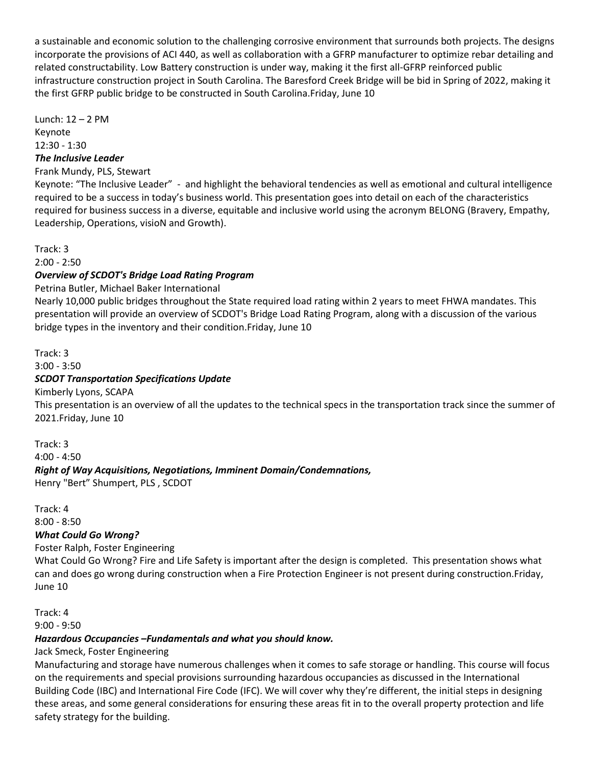a sustainable and economic solution to the challenging corrosive environment that surrounds both projects. The designs incorporate the provisions of ACI 440, as well as collaboration with a GFRP manufacturer to optimize rebar detailing and related constructability. Low Battery construction is under way, making it the first all-GFRP reinforced public infrastructure construction project in South Carolina. The Baresford Creek Bridge will be bid in Spring of 2022, making it the first GFRP public bridge to be constructed in South Carolina.Friday, June 10

Lunch: 12 – 2 PM
Keynote
12:30 - 1:30

***The Inclusive Leader***

Frank Mundy, PLS, Stewart

Keynote: "The Inclusive Leader" - and highlight the behavioral tendencies as well as emotional and cultural intelligence required to be a success in today's business world. This presentation goes into detail on each of the characteristics required for business success in a diverse, equitable and inclusive world using the acronym BELONG (Bravery, Empathy, Leadership, Operations, visioN and Growth).

Track: 3
2:00 - 2:50

***Overview of SCDOT's Bridge Load Rating Program***

Petrina Butler, Michael Baker International

Nearly 10,000 public bridges throughout the State required load rating within 2 years to meet FHWA mandates. This presentation will provide an overview of SCDOT's Bridge Load Rating Program, along with a discussion of the various bridge types in the inventory and their condition.Friday, June 10

Track: 3
3:00 - 3:50

***SCDOT Transportation Specifications Update***

Kimberly Lyons, SCAPA

This presentation is an overview of all the updates to the technical specs in the transportation track since the summer of 2021.Friday, June 10

Track: 3
4:00 - 4:50

***Right of Way Acquisitions, Negotiations, Imminent Domain/Condemnations,***

Henry "Bert" Shumpert, PLS , SCDOT

Track: 4
8:00 - 8:50

***What Could Go Wrong?***

Foster Ralph, Foster Engineering

What Could Go Wrong? Fire and Life Safety is important after the design is completed. This presentation shows what can and does go wrong during construction when a Fire Protection Engineer is not present during construction.Friday, June 10

Track: 4
9:00 - 9:50

***Hazardous Occupancies –Fundamentals and what you should know.***

Jack Smeck, Foster Engineering

Manufacturing and storage have numerous challenges when it comes to safe storage or handling. This course will focus on the requirements and special provisions surrounding hazardous occupancies as discussed in the International Building Code (IBC) and International Fire Code (IFC). We will cover why they're different, the initial steps in designing these areas, and some general considerations for ensuring these areas fit in to the overall property protection and life safety strategy for the building.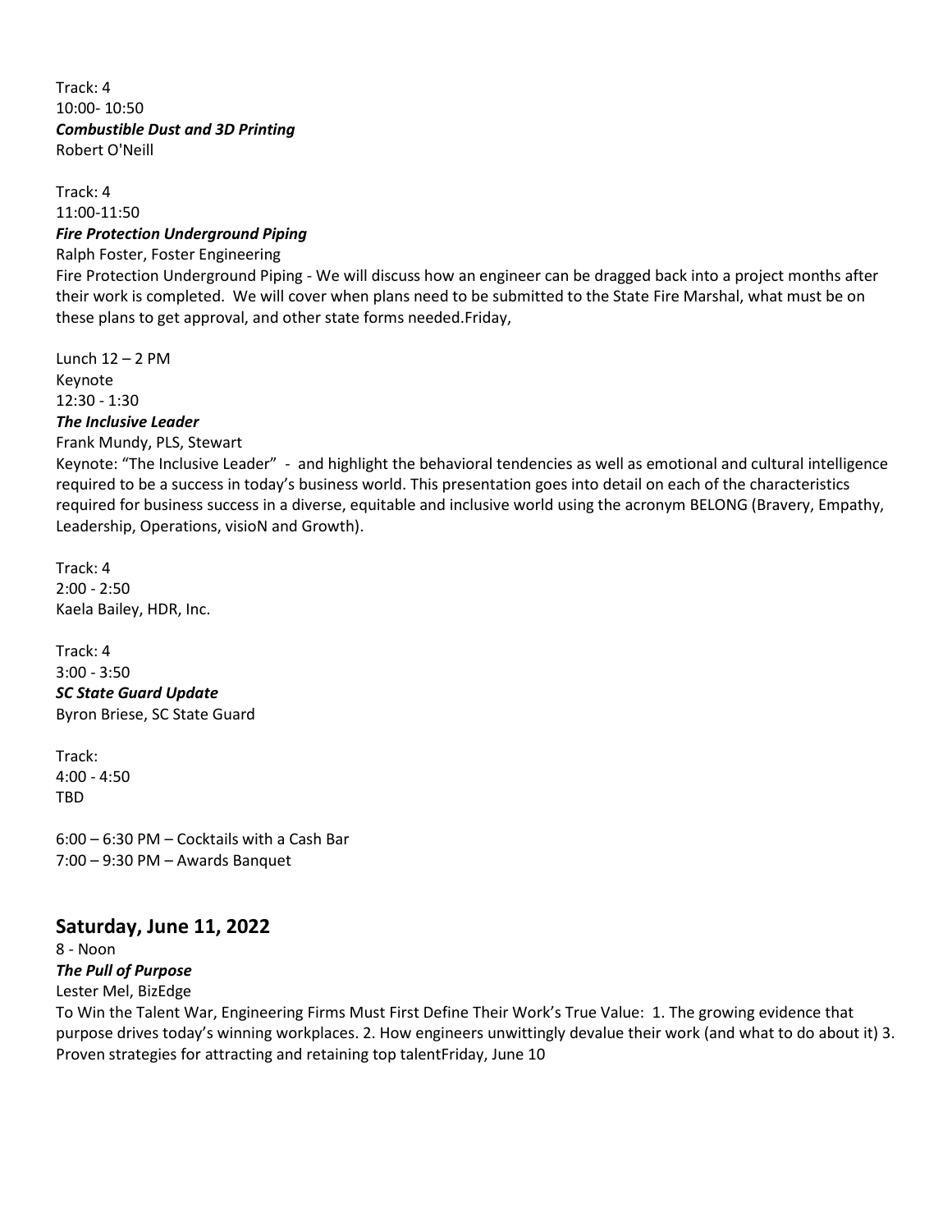Track: 4
10:00- 10:50
***Combustible Dust and 3D Printing***
Robert O'Neill

Track: 4
11:00-11:50
***Fire Protection Underground Piping***
Ralph Foster, Foster Engineering
Fire Protection Underground Piping - We will discuss how an engineer can be dragged back into a project months after their work is completed. We will cover when plans need to be submitted to the State Fire Marshal, what must be on these plans to get approval, and other state forms needed.Friday,

Lunch 12 – 2 PM
Keynote
12:30 - 1:30
***The Inclusive Leader***
Frank Mundy, PLS, Stewart
Keynote: “The Inclusive Leader” - and highlight the behavioral tendencies as well as emotional and cultural intelligence required to be a success in today’s business world. This presentation goes into detail on each of the characteristics required for business success in a diverse, equitable and inclusive world using the acronym BELONG (Bravery, Empathy, Leadership, Operations, visioN and Growth).

Track: 4
2:00 - 2:50
Kaela Bailey, HDR, Inc.

Track: 4
3:00 - 3:50
***SC State Guard Update***
Byron Briese, SC State Guard

Track:
4:00 - 4:50
TBD

6:00 – 6:30 PM – Cocktails with a Cash Bar
7:00 – 9:30 PM – Awards Banquet

## Saturday, June 11, 2022

8 - Noon
***The Pull of Purpose***
Lester Mel, BizEdge
To Win the Talent War, Engineering Firms Must First Define Their Work’s True Value: 1. The growing evidence that purpose drives today’s winning workplaces. 2. How engineers unwittingly devalue their work (and what to do about it) 3. Proven strategies for attracting and retaining top talentFriday, June 10